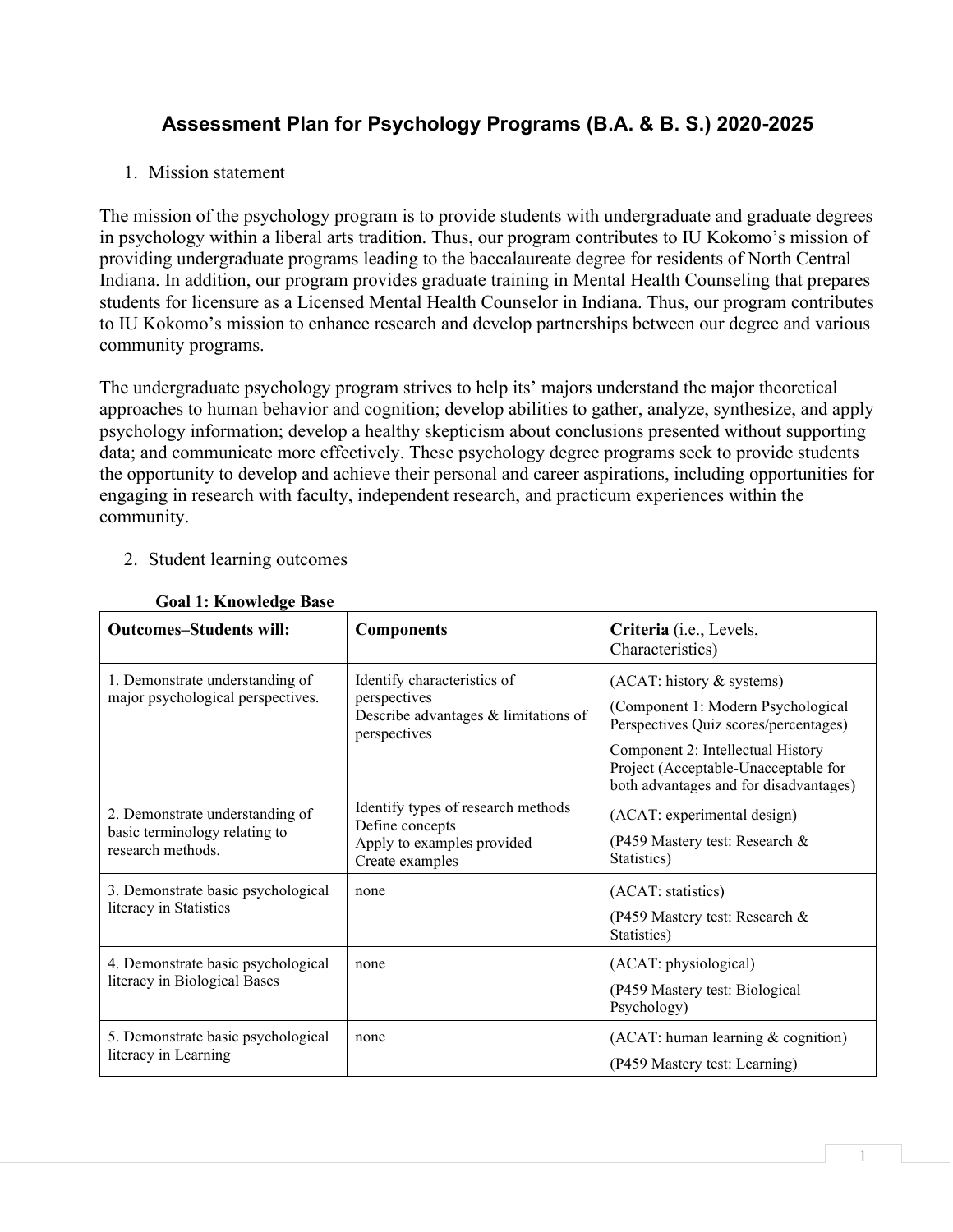# Assessment Plan for Psychology Programs (B.A. & B. S.) 2020-2025

1. Mission statement

The mission of the psychology program is to provide students with undergraduate and graduate degrees in psychology within a liberal arts tradition. Thus, our program contributes to IU Kokomo's mission of providing undergraduate programs leading to the baccalaureate degree for residents of North Central Indiana. In addition, our program provides graduate training in Mental Health Counseling that prepares students for licensure as a Licensed Mental Health Counselor in Indiana. Thus, our program contributes to IU Kokomo's mission to enhance research and develop partnerships between our degree and various community programs.

The undergraduate psychology program strives to help its' majors understand the major theoretical approaches to human behavior and cognition; develop abilities to gather, analyze, synthesize, and apply psychology information; develop a healthy skepticism about conclusions presented without supporting data; and communicate more effectively. These psychology degree programs seek to provide students the opportunity to develop and achieve their personal and career aspirations, including opportunities for engaging in research with faculty, independent research, and practicum experiences within the community.

2. Student learning outcomes

**Goal 1: Knowledge Base**

| **Outcomes–Students will:** | **Components** | **Criteria** (i.e., Levels, Characteristics) |
|---|---|---|
| 1. Demonstrate understanding of major psychological perspectives. | Identify characteristics of perspectives<br>Describe advantages & limitations of perspectives | (ACAT: history & systems)<br>(Component 1: Modern Psychological Perspectives Quiz scores/percentages)<br>Component 2: Intellectual History Project (Acceptable-Unacceptable for both advantages and for disadvantages) |
| 2. Demonstrate understanding of basic terminology relating to research methods. | Identify types of research methods<br>Define concepts<br>Apply to examples provided<br>Create examples | (ACAT: experimental design)<br>(P459 Mastery test: Research & Statistics) |
| 3. Demonstrate basic psychological literacy in Statistics | none | (ACAT: statistics)<br>(P459 Mastery test: Research & Statistics) |
| 4. Demonstrate basic psychological literacy in Biological Bases | none | (ACAT: physiological)<br>(P459 Mastery test: Biological Psychology) |
| 5. Demonstrate basic psychological literacy in Learning | none | (ACAT: human learning & cognition)<br>(P459 Mastery test: Learning) |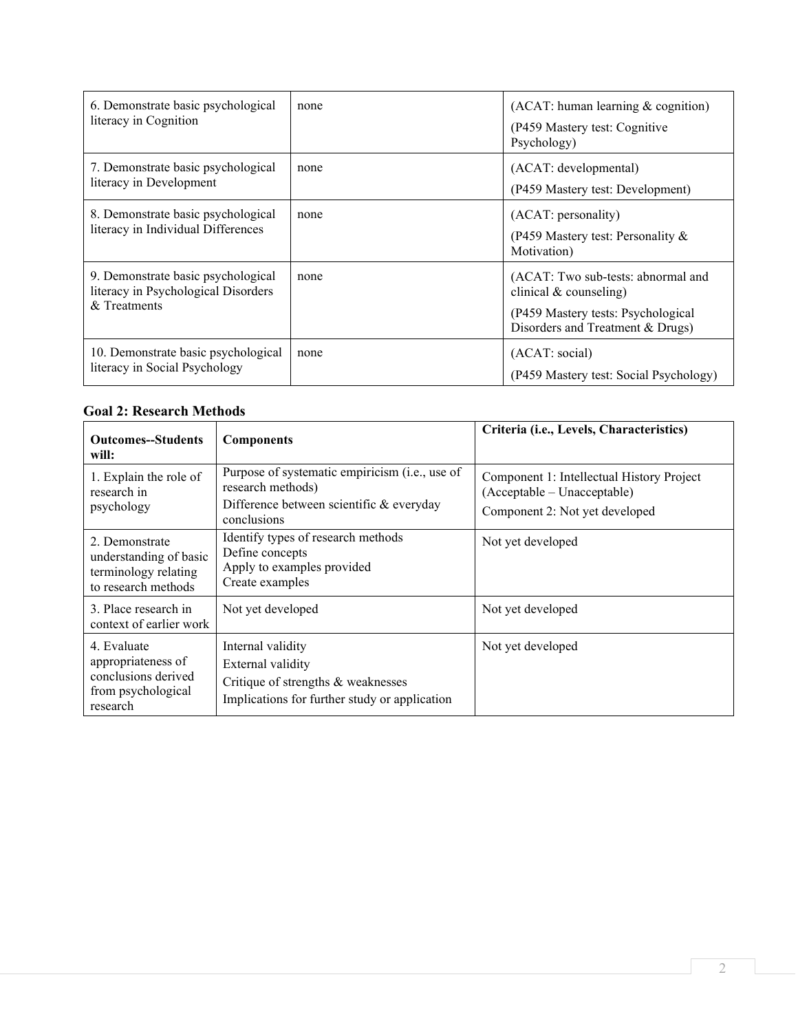| | | |
|---|---|---|
| 6. Demonstrate basic psychological literacy in Cognition | none | (ACAT: human learning & cognition)<br>(P459 Mastery test: Cognitive Psychology) |
| 7. Demonstrate basic psychological literacy in Development | none | (ACAT: developmental)<br>(P459 Mastery test: Development) |
| 8. Demonstrate basic psychological literacy in Individual Differences | none | (ACAT: personality)<br>(P459 Mastery test: Personality & Motivation) |
| 9. Demonstrate basic psychological literacy in Psychological Disorders & Treatments | none | (ACAT: Two sub-tests: abnormal and clinical & counseling)<br>(P459 Mastery tests: Psychological Disorders and Treatment & Drugs) |
| 10. Demonstrate basic psychological literacy in Social Psychology | none | (ACAT: social)<br>(P459 Mastery test: Social Psychology) |

**Goal 2: Research Methods**

| Outcomes--Students will: | Components | Criteria (i.e., Levels, Characteristics) |
|---|---|---|
| 1. Explain the role of research in psychology | Purpose of systematic empiricism (i.e., use of research methods)<br>Difference between scientific & everyday conclusions | Component 1: Intellectual History Project (Acceptable – Unacceptable)<br>Component 2: Not yet developed |
| 2. Demonstrate understanding of basic terminology relating to research methods | Identify types of research methods<br>Define concepts<br>Apply to examples provided<br>Create examples | Not yet developed |
| 3. Place research in context of earlier work | Not yet developed | Not yet developed |
| 4. Evaluate appropriateness of conclusions derived from psychological research | Internal validity<br>External validity<br>Critique of strengths & weaknesses<br>Implications for further study or application | Not yet developed |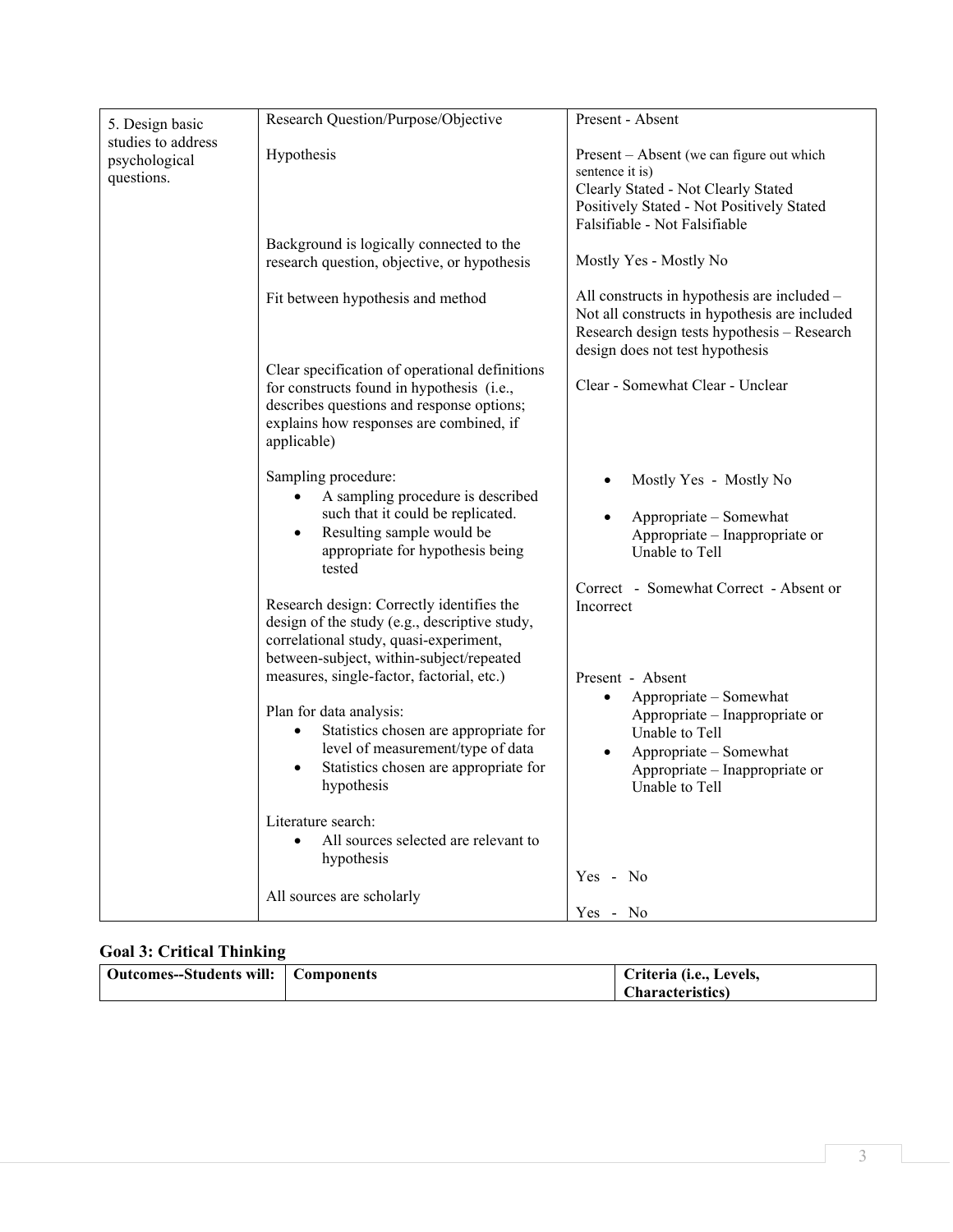| | | |
|---|---|---|
| 5. Design basic studies to address psychological questions. | Research Question/Purpose/Objective | Present - Absent |
| | Hypothesis | Present – Absent (we can figure out which sentence it is)<br>Clearly Stated - Not Clearly Stated<br>Positively Stated - Not Positively Stated<br>Falsifiable - Not Falsifiable |
| | Background is logically connected to the research question, objective, or hypothesis | Mostly Yes - Mostly No |
| | Fit between hypothesis and method | All constructs in hypothesis are included – Not all constructs in hypothesis are included<br>Research design tests hypothesis – Research design does not test hypothesis |
| | Clear specification of operational definitions for constructs found in hypothesis (i.e., describes questions and response options; explains how responses are combined, if applicable) | Clear - Somewhat Clear - Unclear |
| | Sampling procedure:<br>• A sampling procedure is described such that it could be replicated.<br>• Resulting sample would be appropriate for hypothesis being tested | • Mostly Yes - Mostly No<br>• Appropriate – Somewhat Appropriate – Inappropriate or Unable to Tell |
| | Research design: Correctly identifies the design of the study (e.g., descriptive study, correlational study, quasi-experiment, between-subject, within-subject/repeated measures, single-factor, factorial, etc.) | Correct - Somewhat Correct - Absent or Incorrect |
| | Plan for data analysis:<br>• Statistics chosen are appropriate for level of measurement/type of data<br>• Statistics chosen are appropriate for hypothesis | Present - Absent<br>• Appropriate – Somewhat Appropriate – Inappropriate or Unable to Tell<br>• Appropriate – Somewhat Appropriate – Inappropriate or Unable to Tell |
| | Literature search:<br>• All sources selected are relevant to hypothesis | Yes - No |
| | All sources are scholarly | Yes - No |

## Goal 3: Critical Thinking

| Outcomes--Students will: | Components | Criteria (i.e., Levels, Characteristics) |
|---|---|---|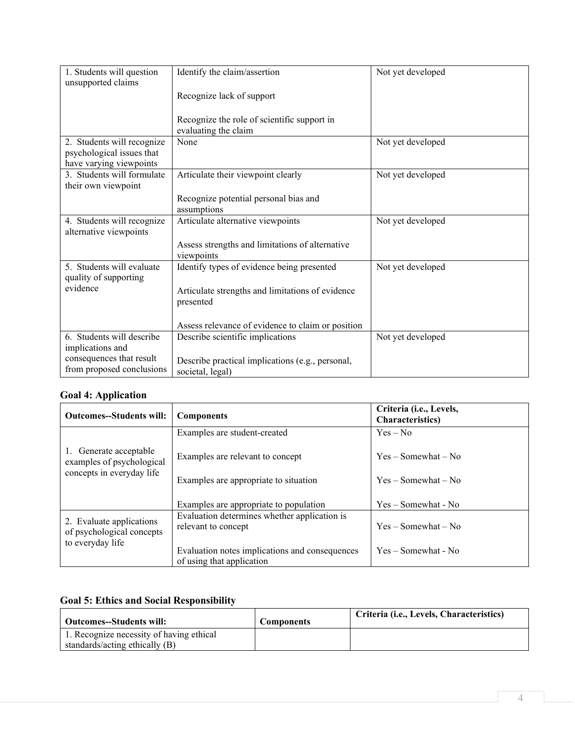| | | |
|---|---|---|
| 1. Students will question unsupported claims | Identify the claim/assertion<br><br>Recognize lack of support<br><br>Recognize the role of scientific support in evaluating the claim | Not yet developed |
| 2. Students will recognize psychological issues that have varying viewpoints | None | Not yet developed |
| 3. Students will formulate their own viewpoint | Articulate their viewpoint clearly<br><br>Recognize potential personal bias and assumptions | Not yet developed |
| 4. Students will recognize alternative viewpoints | Articulate alternative viewpoints<br><br>Assess strengths and limitations of alternative viewpoints | Not yet developed |
| 5. Students will evaluate quality of supporting evidence | Identify types of evidence being presented<br><br>Articulate strengths and limitations of evidence presented<br><br>Assess relevance of evidence to claim or position | Not yet developed |
| 6. Students will describe implications and consequences that result from proposed conclusions | Describe scientific implications<br><br>Describe practical implications (e.g., personal, societal, legal) | Not yet developed |

### Goal 4: Application

| Outcomes--Students will: | Components | Criteria (i.e., Levels, Characteristics) |
|---|---|---|
| 1. Generate acceptable examples of psychological concepts in everyday life | Examples are student-created<br><br>Examples are relevant to concept<br><br>Examples are appropriate to situation<br><br>Examples are appropriate to population | Yes – No<br><br>Yes – Somewhat – No<br><br>Yes – Somewhat – No<br><br>Yes – Somewhat - No |
| 2. Evaluate applications of psychological concepts to everyday life | Evaluation determines whether application is relevant to concept<br><br>Evaluation notes implications and consequences of using that application | Yes – Somewhat – No<br><br>Yes – Somewhat - No |

### Goal 5: Ethics and Social Responsibility

| Outcomes--Students will: | Components | Criteria (i.e., Levels, Characteristics) |
|---|---|---|
| 1. Recognize necessity of having ethical standards/acting ethically (B) | | |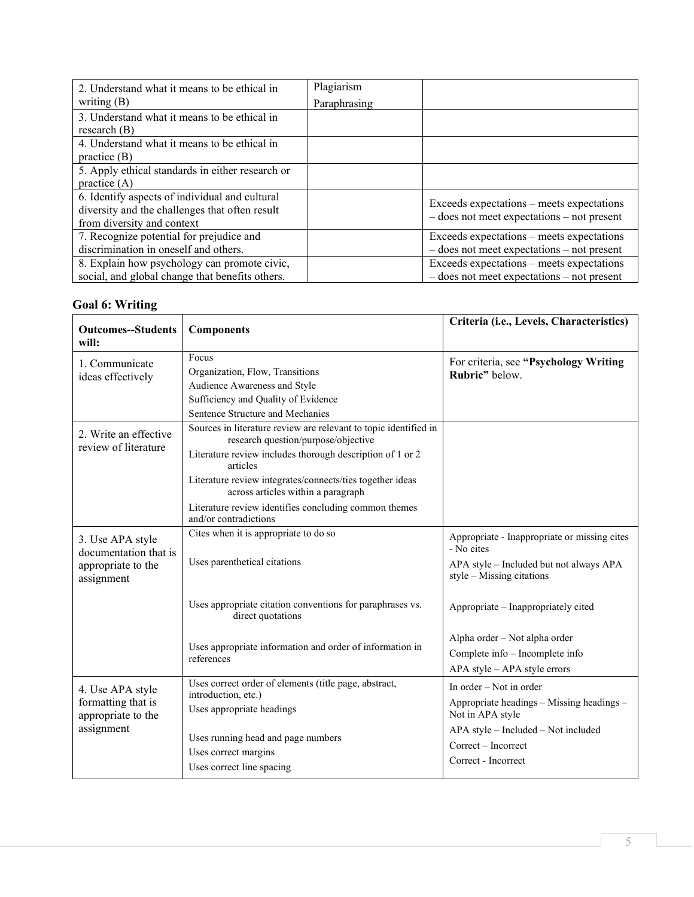| | | |
|---|---|---|
| 2. Understand what it means to be ethical in writing (B) | Plagiarism<br>Paraphrasing | |
| 3. Understand what it means to be ethical in research (B) | | |
| 4. Understand what it means to be ethical in practice (B) | | |
| 5. Apply ethical standards in either research or practice (A) | | |
| 6. Identify aspects of individual and cultural diversity and the challenges that often result from diversity and context | | Exceeds expectations – meets expectations – does not meet expectations – not present |
| 7. Recognize potential for prejudice and discrimination in oneself and others. | | Exceeds expectations – meets expectations – does not meet expectations – not present |
| 8. Explain how psychology can promote civic, social, and global change that benefits others. | | Exceeds expectations – meets expectations – does not meet expectations – not present |

### Goal 6: Writing

| **Outcomes--Students will:** | **Components** | **Criteria (i.e., Levels, Characteristics)** |
|---|---|---|
| 1. Communicate ideas effectively | Focus<br>Organization, Flow, Transitions<br>Audience Awareness and Style<br>Sufficiency and Quality of Evidence<br>Sentence Structure and Mechanics | For criteria, see **"Psychology Writing Rubric"** below. |
| 2. Write an effective review of literature | Sources in literature review are relevant to topic identified in research question/purpose/objective<br>Literature review includes thorough description of 1 or 2 articles<br>Literature review integrates/connects/ties together ideas across articles within a paragraph<br>Literature review identifies concluding common themes and/or contradictions | |
| 3. Use APA style documentation that is appropriate to the assignment | Cites when it is appropriate to do so<br>Uses parenthetical citations<br>Uses appropriate citation conventions for paraphrases vs. direct quotations<br>Uses appropriate information and order of information in references | Appropriate - Inappropriate or missing cites - No cites<br>APA style – Included but not always APA style – Missing citations<br>Appropriate – Inappropriately cited<br>Alpha order – Not alpha order<br>Complete info – Incomplete info<br>APA style – APA style errors |
| 4. Use APA style formatting that is appropriate to the assignment | Uses correct order of elements (title page, abstract, introduction, etc.)<br>Uses appropriate headings<br>Uses running head and page numbers<br>Uses correct margins<br>Uses correct line spacing | In order – Not in order<br>Appropriate headings – Missing headings – Not in APA style<br>APA style – Included – Not included<br>Correct – Incorrect<br>Correct - Incorrect |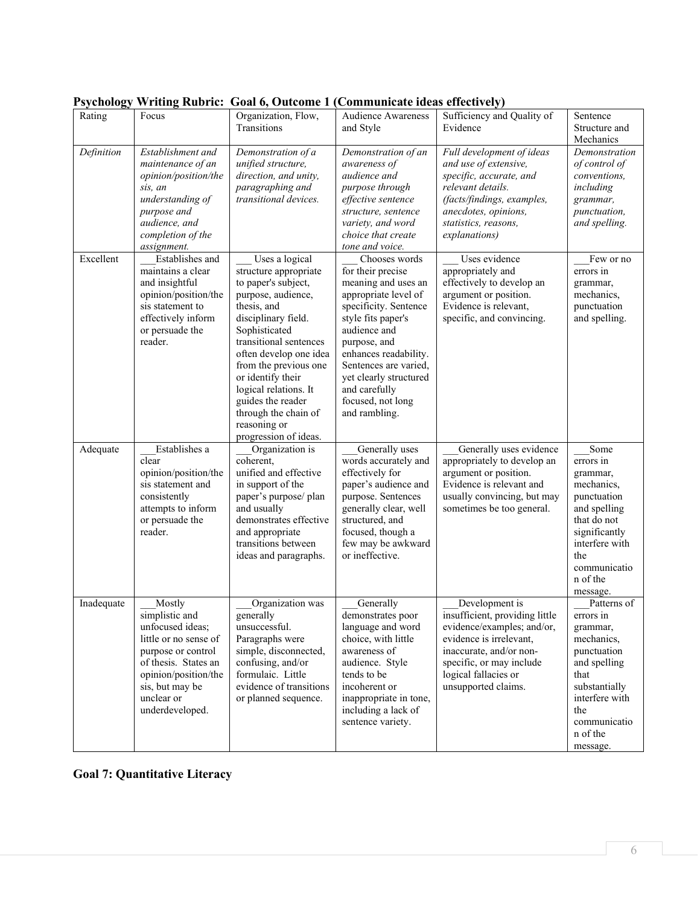**Psychology Writing Rubric: Goal 6, Outcome 1 (Communicate ideas effectively)**

| Rating | Focus | Organization, Flow, Transitions | Audience Awareness and Style | Sufficiency and Quality of Evidence | Sentence Structure and Mechanics |
|---|---|---|---|---|---|
| *Definition* | *Establishment and maintenance of an opinion/position/thesis, an understanding of purpose and audience, and completion of the assignment.* | *Demonstration of a unified structure, direction, and unity, paragraphing and transitional devices.* | *Demonstration of an awareness of audience and purpose through effective sentence structure, sentence variety, and word choice that create tone and voice.* | *Full development of ideas and use of extensive, specific, accurate, and relevant details. (facts/findings, examples, anecdotes, opinions, statistics, reasons, explanations)* | *Demonstration of control of conventions, including grammar, punctuation, and spelling.* |
| Excellent | ___Establishes and maintains a clear and insightful opinion/position/thesis statement to effectively inform or persuade the reader. | ___ Uses a logical structure appropriate to paper's subject, purpose, audience, thesis, and disciplinary field. Sophisticated transitional sentences often develop one idea from the previous one or identify their logical relations. It guides the reader through the chain of reasoning or progression of ideas. | ___ Chooses words for their precise meaning and uses an appropriate level of specificity. Sentence style fits paper's audience and purpose, and enhances readability. Sentences are varied, yet clearly structured and carefully focused, not long and rambling. | ___ Uses evidence appropriately and effectively to develop an argument or position. Evidence is relevant, specific, and convincing. | ___Few or no errors in grammar, mechanics, punctuation and spelling. |
| Adequate | ___Establishes a clear opinion/position/thesis statement and consistently attempts to inform or persuade the reader. | ___Organization is coherent, unified and effective in support of the paper's purpose/ plan and usually demonstrates effective and appropriate transitions between ideas and paragraphs. | ___Generally uses words accurately and effectively for paper's audience and purpose. Sentences generally clear, well structured, and focused, though a few may be awkward or ineffective. | ___Generally uses evidence appropriately to develop an argument or position. Evidence is relevant and usually convincing, but may sometimes be too general. | ___Some errors in grammar, mechanics, punctuation and spelling that do not significantly interfere with the communication of the message. |
| Inadequate | ___Mostly simplistic and unfocused ideas; little or no sense of purpose or control of thesis. States an opinion/position/thesis, but may be unclear or underdeveloped. | ___Organization was generally unsuccessful. Paragraphs were simple, disconnected, confusing, and/or formulaic. Little evidence of transitions or planned sequence. | ___Generally demonstrates poor language and word choice, with little awareness of audience. Style tends to be incoherent or inappropriate in tone, including a lack of sentence variety. | ___Development is insufficient, providing little evidence/examples; and/or, evidence is irrelevant, inaccurate, and/or non-specific, or may include logical fallacies or unsupported claims. | ___Patterns of errors in grammar, mechanics, punctuation and spelling that substantially interfere with the communication of the message. |

**Goal 7: Quantitative Literacy**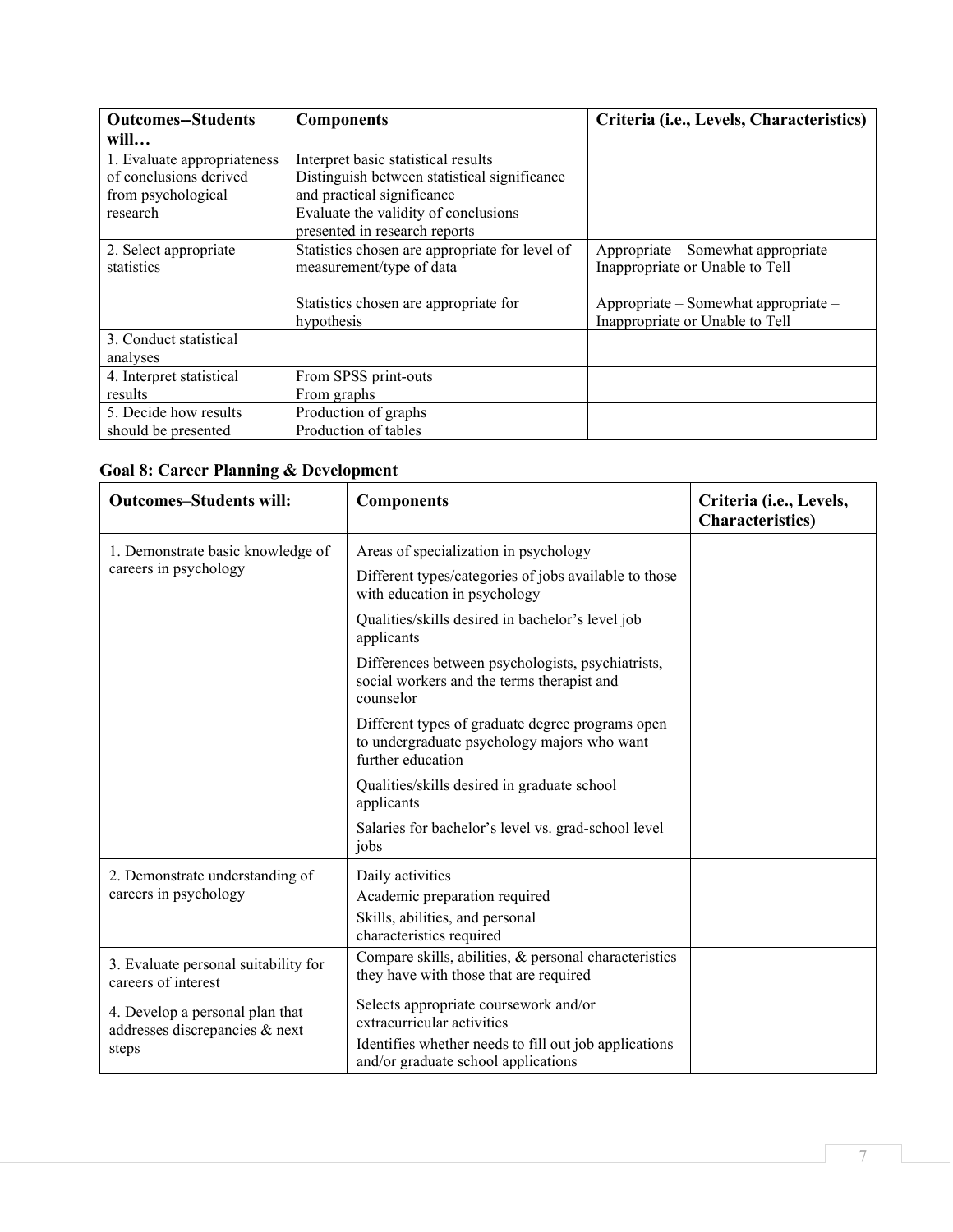| Outcomes--Students will… | Components | Criteria (i.e., Levels, Characteristics) |
|---|---|---|
| 1. Evaluate appropriateness of conclusions derived from psychological research | Interpret basic statistical results<br>Distinguish between statistical significance and practical significance<br>Evaluate the validity of conclusions presented in research reports | |
| 2. Select appropriate statistics | Statistics chosen are appropriate for level of measurement/type of data<br><br>Statistics chosen are appropriate for hypothesis | Appropriate – Somewhat appropriate – Inappropriate or Unable to Tell<br><br>Appropriate – Somewhat appropriate – Inappropriate or Unable to Tell |
| 3. Conduct statistical analyses | | |
| 4. Interpret statistical results | From SPSS print-outs<br>From graphs | |
| 5. Decide how results should be presented | Production of graphs<br>Production of tables | |

**Goal 8: Career Planning & Development**

| Outcomes–Students will: | Components | Criteria (i.e., Levels, Characteristics) |
|---|---|---|
| 1. Demonstrate basic knowledge of careers in psychology | Areas of specialization in psychology<br>Different types/categories of jobs available to those with education in psychology<br>Qualities/skills desired in bachelor's level job applicants<br>Differences between psychologists, psychiatrists, social workers and the terms therapist and counselor<br>Different types of graduate degree programs open to undergraduate psychology majors who want further education<br>Qualities/skills desired in graduate school applicants<br>Salaries for bachelor's level vs. grad-school level jobs | |
| 2. Demonstrate understanding of careers in psychology | Daily activities<br>Academic preparation required<br>Skills, abilities, and personal characteristics required | |
| 3. Evaluate personal suitability for careers of interest | Compare skills, abilities, & personal characteristics they have with those that are required | |
| 4. Develop a personal plan that addresses discrepancies & next steps | Selects appropriate coursework and/or extracurricular activities<br>Identifies whether needs to fill out job applications and/or graduate school applications | |